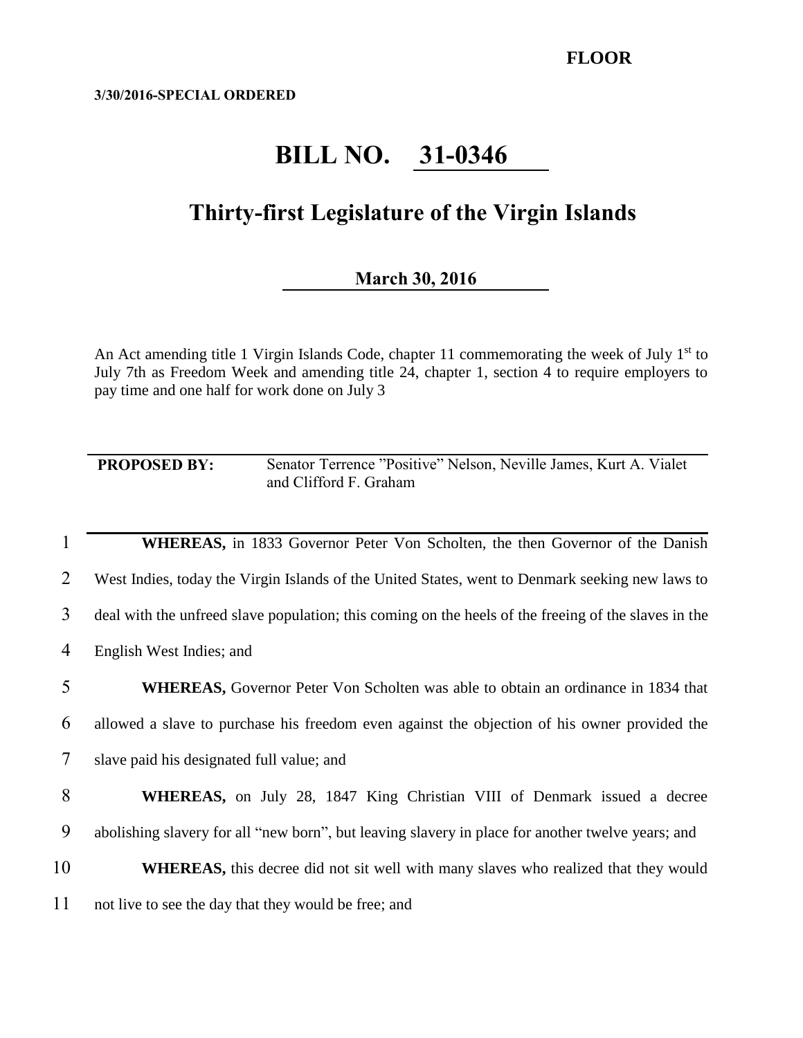**FLOOR**

**3/30/2016-SPECIAL ORDERED**

# BILL NO. 31-0346

## Thirty-first Legislature of the Virgin Islands

**March 30, 2016**

An Act amending title 1 Virgin Islands Code, chapter 11 commemorating the week of July 1st to July 7th as Freedom Week and amending title 24, chapter 1, section 4 to require employers to pay time and one half for work done on July 3

**PROPOSED BY:** Senator Terrence "Positive" Nelson, Neville James, Kurt A. Vialet and Clifford F. Graham

1 **WHEREAS,** in 1833 Governor Peter Von Scholten, the then Governor of the Danish
2 West Indies, today the Virgin Islands of the United States, went to Denmark seeking new laws to
3 deal with the unfreed slave population; this coming on the heels of the freeing of the slaves in the
4 English West Indies; and

5 **WHEREAS,** Governor Peter Von Scholten was able to obtain an ordinance in 1834 that
6 allowed a slave to purchase his freedom even against the objection of his owner provided the
7 slave paid his designated full value; and

8 **WHEREAS,** on July 28, 1847 King Christian VIII of Denmark issued a decree
9 abolishing slavery for all "new born", but leaving slavery in place for another twelve years; and

10 **WHEREAS,** this decree did not sit well with many slaves who realized that they would
11 not live to see the day that they would be free; and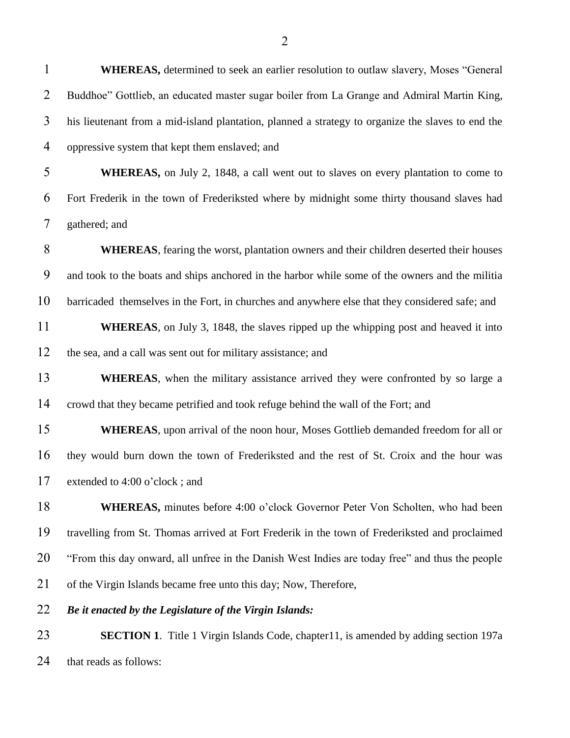**WHEREAS,** determined to seek an earlier resolution to outlaw slavery, Moses "General Buddhoe" Gottlieb, an educated master sugar boiler from La Grange and Admiral Martin King, his lieutenant from a mid-island plantation, planned a strategy to organize the slaves to end the oppressive system that kept them enslaved; and

**WHEREAS,** on July 2, 1848, a call went out to slaves on every plantation to come to Fort Frederik in the town of Frederiksted where by midnight some thirty thousand slaves had gathered; and

**WHEREAS**, fearing the worst, plantation owners and their children deserted their houses and took to the boats and ships anchored in the harbor while some of the owners and the militia barricaded themselves in the Fort, in churches and anywhere else that they considered safe; and

**WHEREAS**, on July 3, 1848, the slaves ripped up the whipping post and heaved it into the sea, and a call was sent out for military assistance; and

**WHEREAS**, when the military assistance arrived they were confronted by so large a crowd that they became petrified and took refuge behind the wall of the Fort; and

**WHEREAS**, upon arrival of the noon hour, Moses Gottlieb demanded freedom for all or they would burn down the town of Frederiksted and the rest of St. Croix and the hour was extended to 4:00 o'clock ; and

**WHEREAS,** minutes before 4:00 o'clock Governor Peter Von Scholten, who had been travelling from St. Thomas arrived at Fort Frederik in the town of Frederiksted and proclaimed "From this day onward, all unfree in the Danish West Indies are today free" and thus the people of the Virgin Islands became free unto this day; Now, Therefore,

***Be it enacted by the Legislature of the Virgin Islands:***

**SECTION 1**. Title 1 Virgin Islands Code, chapter11, is amended by adding section 197a that reads as follows: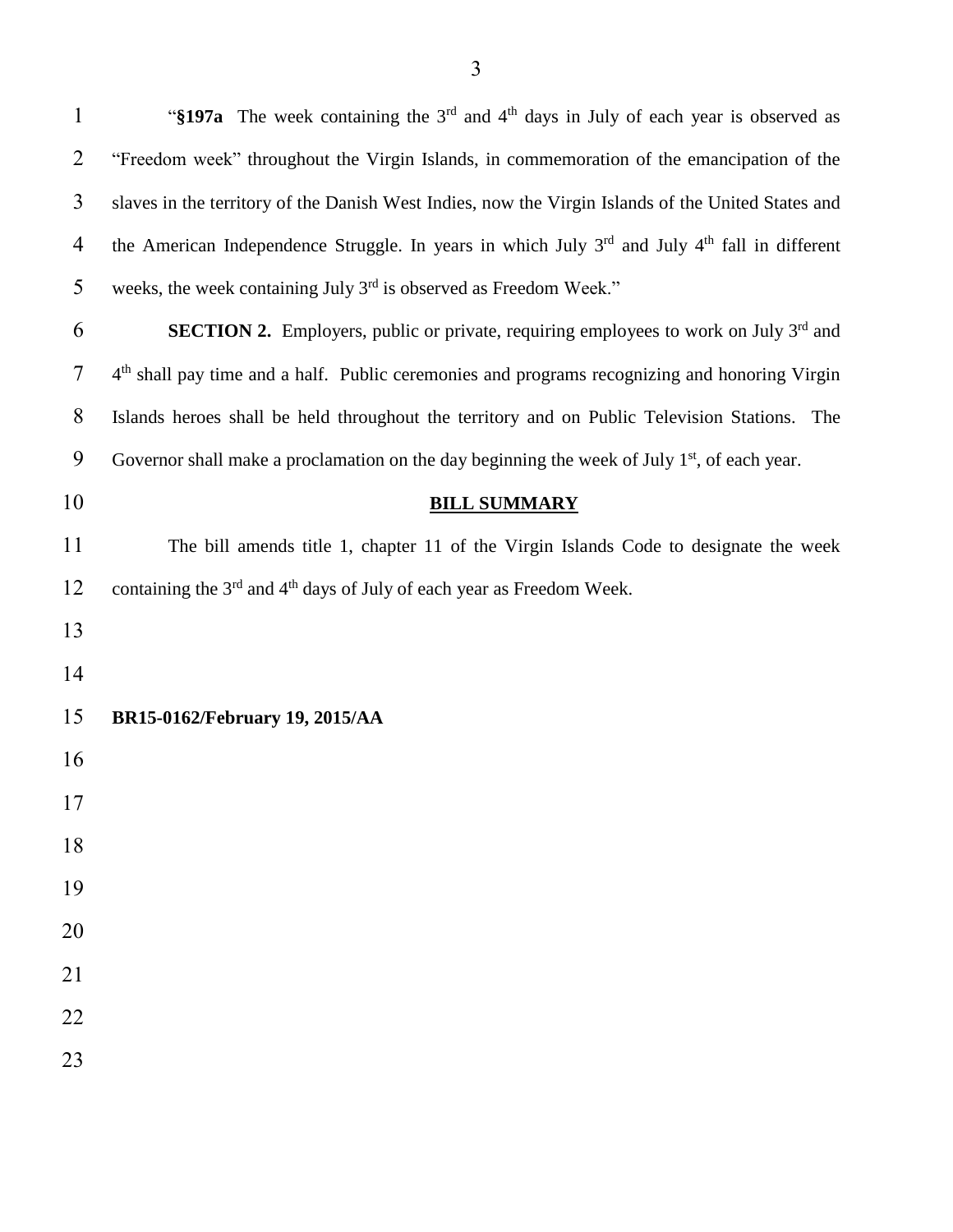"**§197a** The week containing the 3rd and 4th days in July of each year is observed as "Freedom week" throughout the Virgin Islands, in commemoration of the emancipation of the slaves in the territory of the Danish West Indies, now the Virgin Islands of the United States and the American Independence Struggle. In years in which July 3rd and July 4th fall in different weeks, the week containing July 3rd is observed as Freedom Week."

**SECTION 2.** Employers, public or private, requiring employees to work on July 3rd and 4th shall pay time and a half. Public ceremonies and programs recognizing and honoring Virgin Islands heroes shall be held throughout the territory and on Public Television Stations. The Governor shall make a proclamation on the day beginning the week of July 1st, of each year.

**BILL SUMMARY**

The bill amends title 1, chapter 11 of the Virgin Islands Code to designate the week containing the 3rd and 4th days of July of each year as Freedom Week.

**BR15-0162/February 19, 2015/AA**